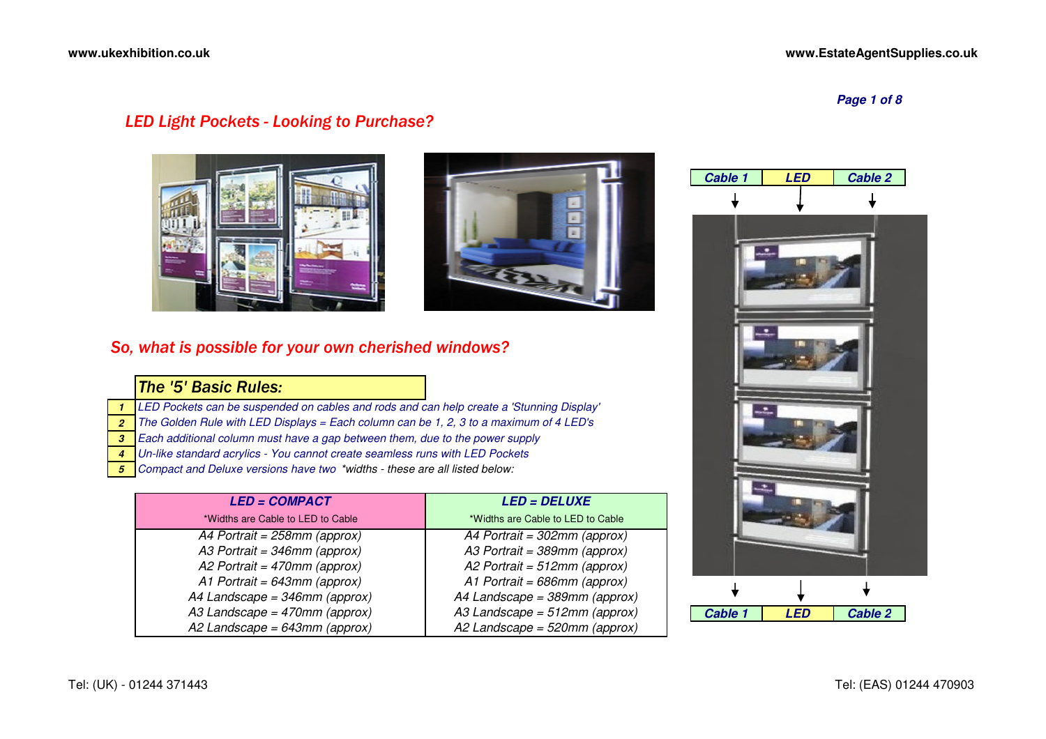## LED Light Pockets - Looking to Purchase?

## So, what is possible for your own cherished windows?

### The '5' Basic Rules:

1. LED Pockets can be suspended on cables and rods and can help create a 'Stunning Display'
2. The Golden Rule with LED Displays = Each column can be 1, 2, 3 to a maximum of 4 LED's
3. Each additional column must have a gap between them, due to the power supply
4. Un-like standard acrylics - You cannot create seamless runs with LED Pockets
5. Compact and Deluxe versions have two *widths - these are all listed below:

| **LED = COMPACT**<br>*Widths are Cable to LED to Cable | **LED = DELUXE**<br>*Widths are Cable to LED to Cable |
|---|---|
| *A4 Portrait = 258mm (approx)* | *A4 Portrait = 302mm (approx)* |
| *A3 Portrait = 346mm (approx)* | *A3 Portrait = 389mm (approx)* |
| *A2 Portrait = 470mm (approx)* | *A2 Portrait = 512mm (approx)* |
| *A1 Portrait = 643mm (approx)* | *A1 Portrait = 686mm (approx)* |
| *A4 Landscape = 346mm (approx)* | *A4 Landscape = 389mm (approx)* |
| *A3 Landscape = 470mm (approx)* | *A3 Landscape = 512mm (approx)* |
| *A2 Landscape = 643mm (approx)* | *A2 Landscape = 520mm (approx)* |

| Cable 1 | LED | Cable 2 |
|---|---|---|

Tel: (UK) - 01244 371443

Tel: (EAS) 01244 470903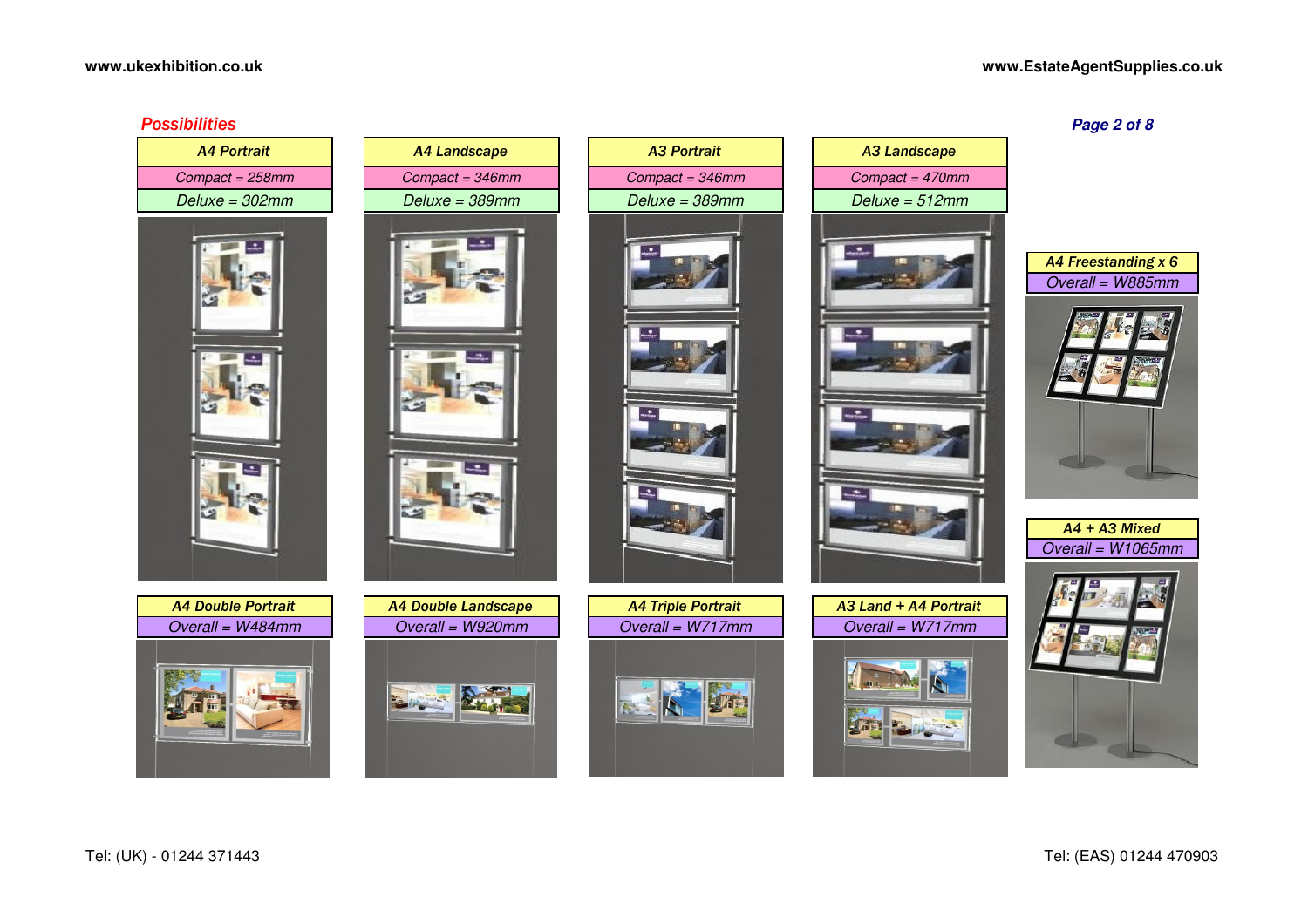## Possibilities

| A4 Portrait | A4 Landscape | A3 Portrait | A3 Landscape |
|---|---|---|---|
| Compact = 258mm | Compact = 346mm | Compact = 346mm | Compact = 470mm |
| Deluxe = 302mm | Deluxe = 389mm | Deluxe = 389mm | Deluxe = 512mm |

| A4 Freestanding x 6 | A4 + A3 Mixed |
|---|---|
| Overall = W885mm | Overall = W1065mm |

| A4 Double Portrait | A4 Double Landscape | A4 Triple Portrait | A3 Land + A4 Portrait |
|---|---|---|---|
| Overall = W484mm | Overall = W920mm | Overall = W717mm | Overall = W717mm |

Tel: (UK) - 01244 371443

Tel: (EAS) 01244 470903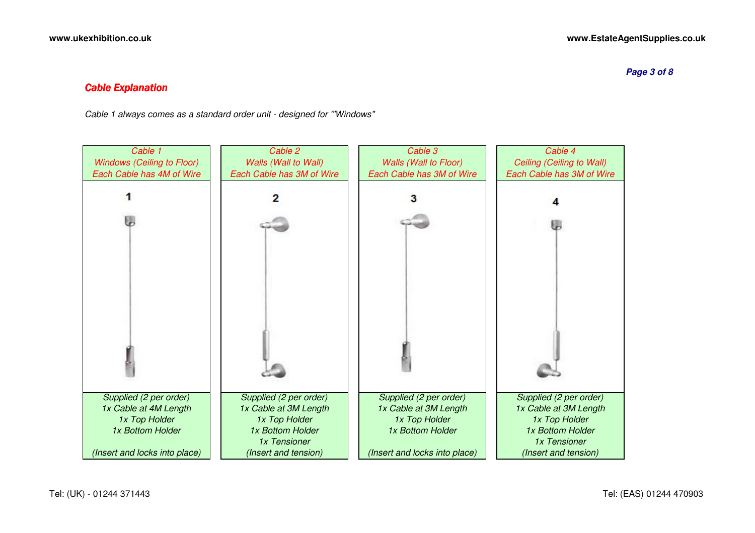## Cable Explanation

*Cable 1 always comes as a standard order unit - designed for '"Windows"*

| Cable 1<br>Windows (Ceiling to Floor)<br>Each Cable has 4M of Wire | Cable 2<br>Walls (Wall to Wall)<br>Each Cable has 3M of Wire | Cable 3<br>Walls (Wall to Floor)<br>Each Cable has 3M of Wire | Cable 4<br>Ceiling (Ceiling to Wall)<br>Each Cable has 3M of Wire |
|---|---|---|---|
| 1 | 2 | 3 | 4 |
| Supplied (2 per order)<br>1x Cable at 4M Length<br>1x Top Holder<br>1x Bottom Holder<br><br>(Insert and locks into place) | Supplied (2 per order)<br>1x Cable at 3M Length<br>1x Top Holder<br>1x Bottom Holder<br>1x Tensioner<br>(Insert and tension) | Supplied (2 per order)<br>1x Cable at 3M Length<br>1x Top Holder<br>1x Bottom Holder<br><br>(Insert and locks into place) | Supplied (2 per order)<br>1x Cable at 3M Length<br>1x Top Holder<br>1x Bottom Holder<br>1x Tensioner<br>(Insert and tension) |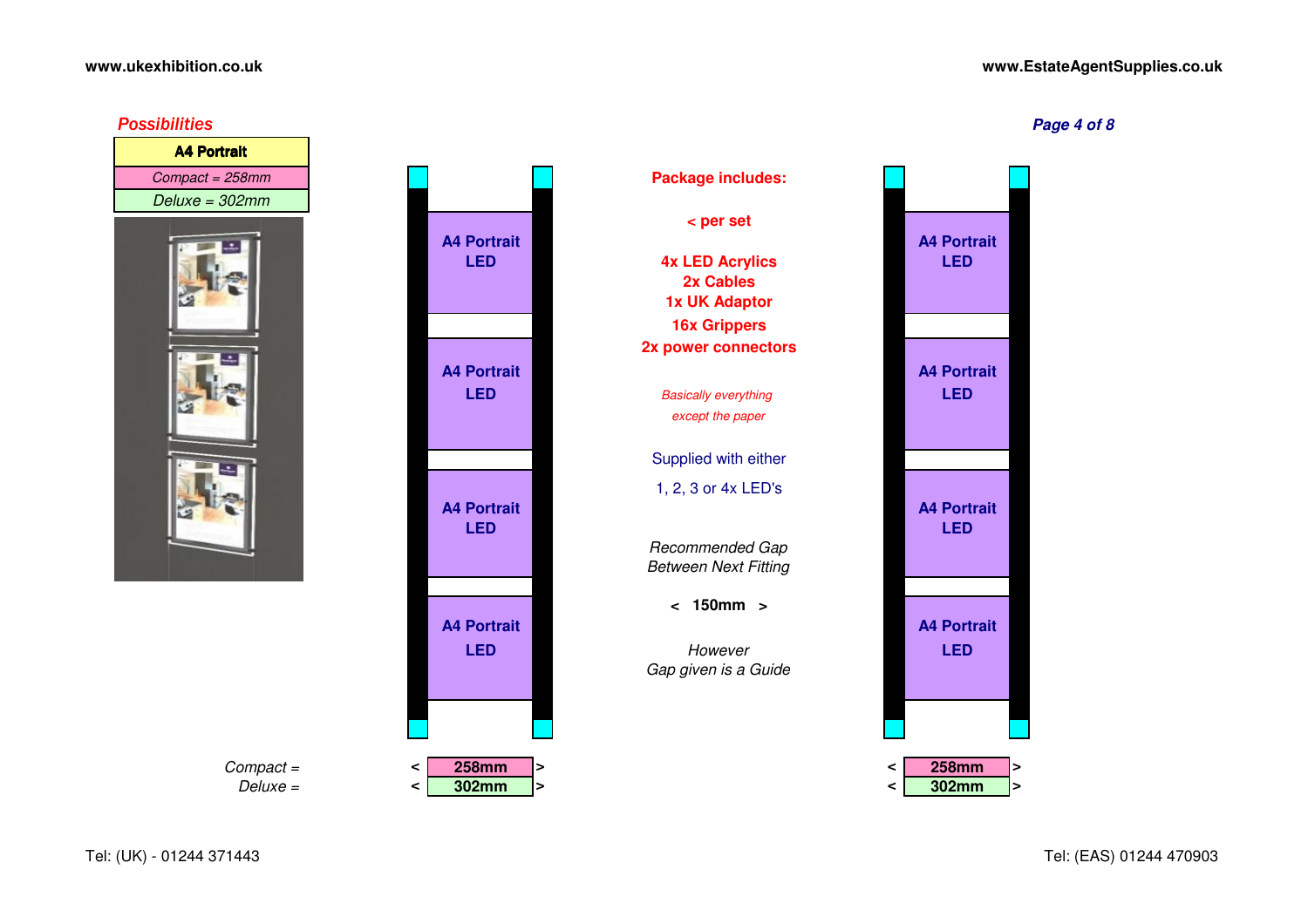## Possibilities

| A4 Portrait |
| --- |
| *Compact = 258mm* |
| *Deluxe = 302mm* |

A4 Portrait LED

A4 Portrait LED

A4 Portrait LED

A4 Portrait LED

**Package includes:**

**< per set**

**4x LED Acrylics**
**2x Cables**
**1x UK Adaptor**
**16x Grippers**
**2x power connectors**

*Basically everything except the paper*

Supplied with either
1, 2, 3 or 4x LED's

*Recommended Gap Between Next Fitting*

**< 150mm >**

*However Gap given is a Guide*

A4 Portrait LED

A4 Portrait LED

A4 Portrait LED

A4 Portrait LED

| | | |
| --- | --- | --- |
| *Compact =* | < **258mm** > | < **258mm** > |
| *Deluxe =* | < **302mm** > | < **302mm** > |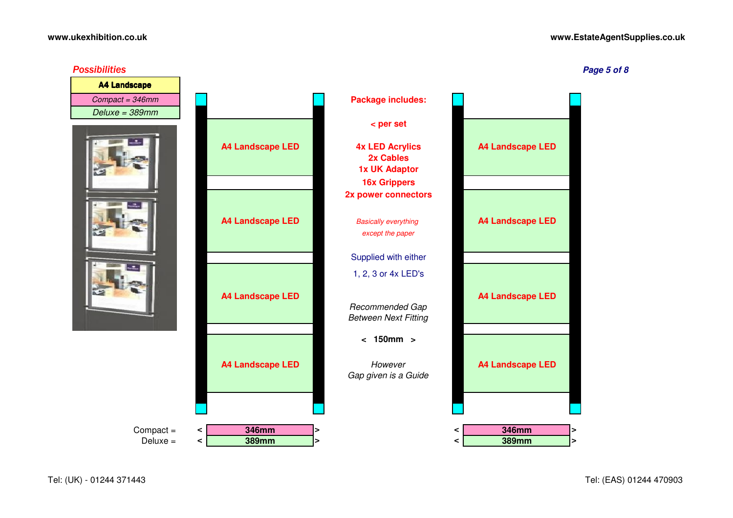www.ukexhibition.co.uk

www.EstateAgentSupplies.co.uk

## Possibilities

| A4 Landscape |
|---|
| *Compact = 346mm* |
| *Deluxe = 389mm* |

A4 Landscape LED

A4 Landscape LED

A4 Landscape LED

A4 Landscape LED

**Package includes:**

**< per set**

**4x LED Acrylics**
**2x Cables**
**1x UK Adaptor**
**16x Grippers**
**2x power connectors**

*Basically everything except the paper*

Supplied with either

1, 2, 3 or 4x LED's

*Recommended Gap Between Next Fitting*

**< 150mm >**

*However Gap given is a Guide*

A4 Landscape LED

A4 Landscape LED

A4 Landscape LED

A4 Landscape LED

| | | |
|---|---|---|
| Compact = | < **346mm** > | < **346mm** > |
| Deluxe = | < **389mm** > | < **389mm** > |

Tel: (UK) - 01244 371443

Tel: (EAS) 01244 470903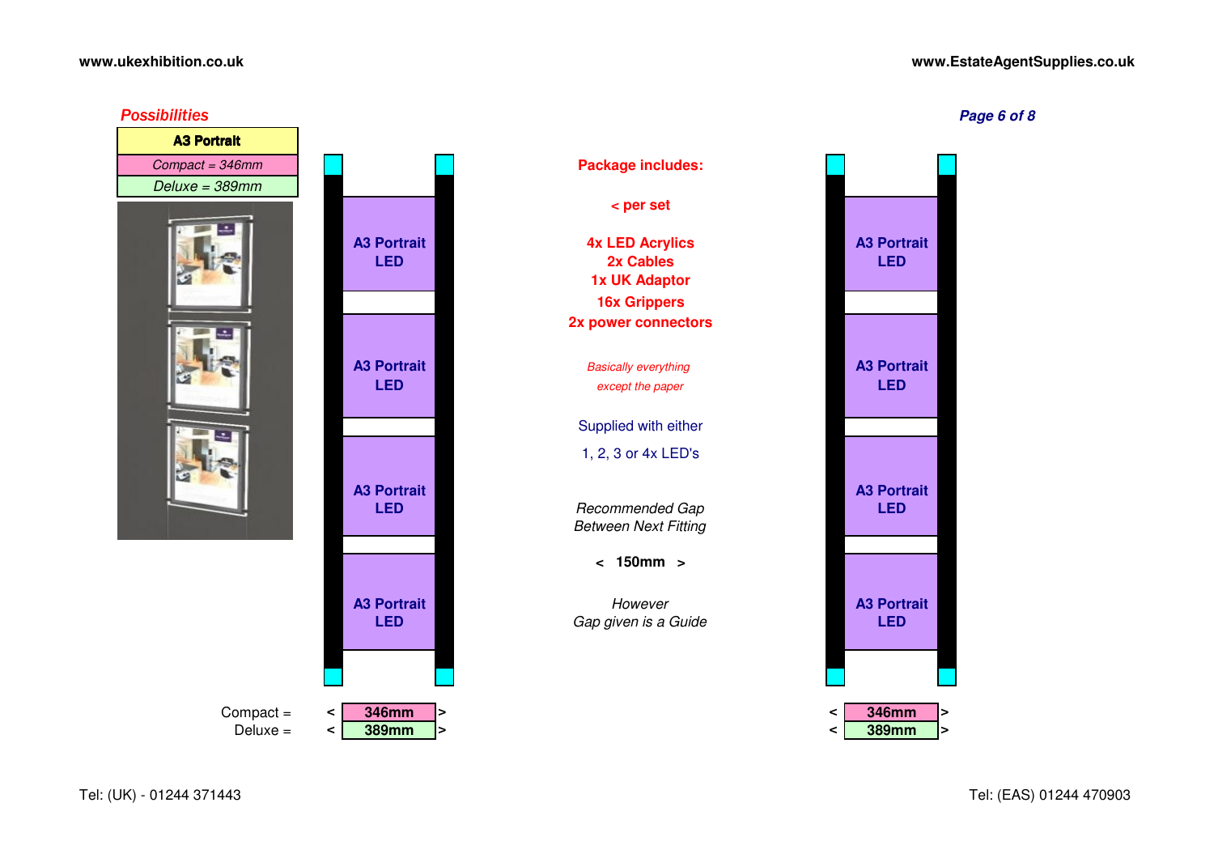## *Possibilities*

| A3 Portrait |
| --- |
| *Compact = 346mm* |
| *Deluxe = 389mm* |

A3 Portrait LED

A3 Portrait LED

A3 Portrait LED

A3 Portrait LED

Compact = < 346mm >

Deluxe = < 389mm >

**Package includes:**

**< per set**

**4x LED Acrylics**
**2x Cables**
**1x UK Adaptor**
**16x Grippers**
**2x power connectors**

*Basically everything except the paper*

Supplied with either

1, 2, 3 or 4x LED's

*Recommended Gap Between Next Fitting*

**< 150mm >**

*However Gap given is a Guide*

A3 Portrait LED

A3 Portrait LED

A3 Portrait LED

A3 Portrait LED

< 346mm >

< 389mm >

Tel: (UK) - 01244 371443

Tel: (EAS) 01244 470903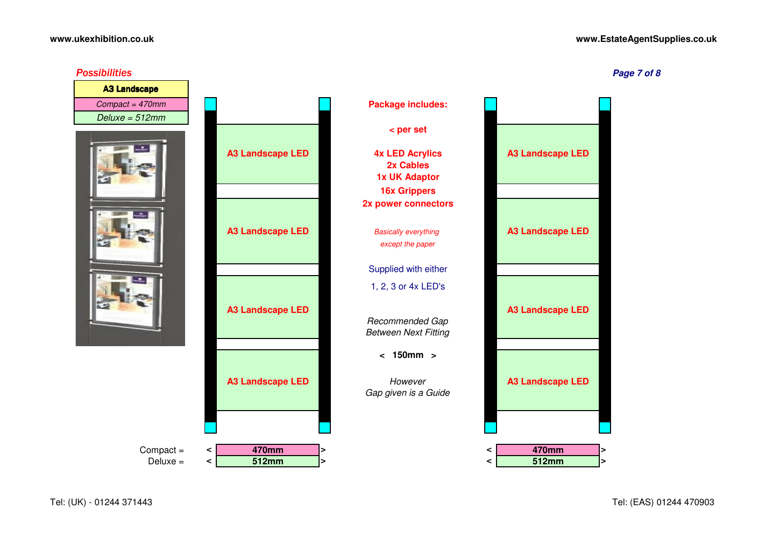## Possibilities

| A3 Landscape |
|---|
| *Compact = 470mm* |
| *Deluxe = 512mm* |

A3 Landscape LED

A3 Landscape LED

A3 Landscape LED

A3 Landscape LED

**Package includes:**

**< per set**

**4x LED Acrylics**
**2x Cables**
**1x UK Adaptor**
**16x Grippers**
**2x power connectors**

*Basically everything except the paper*

Supplied with either

1, 2, 3 or 4x LED's

*Recommended Gap Between Next Fitting*

**< 150mm >**

*However Gap given is a Guide*

A3 Landscape LED

A3 Landscape LED

A3 Landscape LED

A3 Landscape LED

| | | |
|---|---|---|
| Compact = | < **470mm** > | < **470mm** > |
| Deluxe = | < **512mm** > | < **512mm** > |

Tel: (UK) - 01244 371443

Tel: (EAS) 01244 470903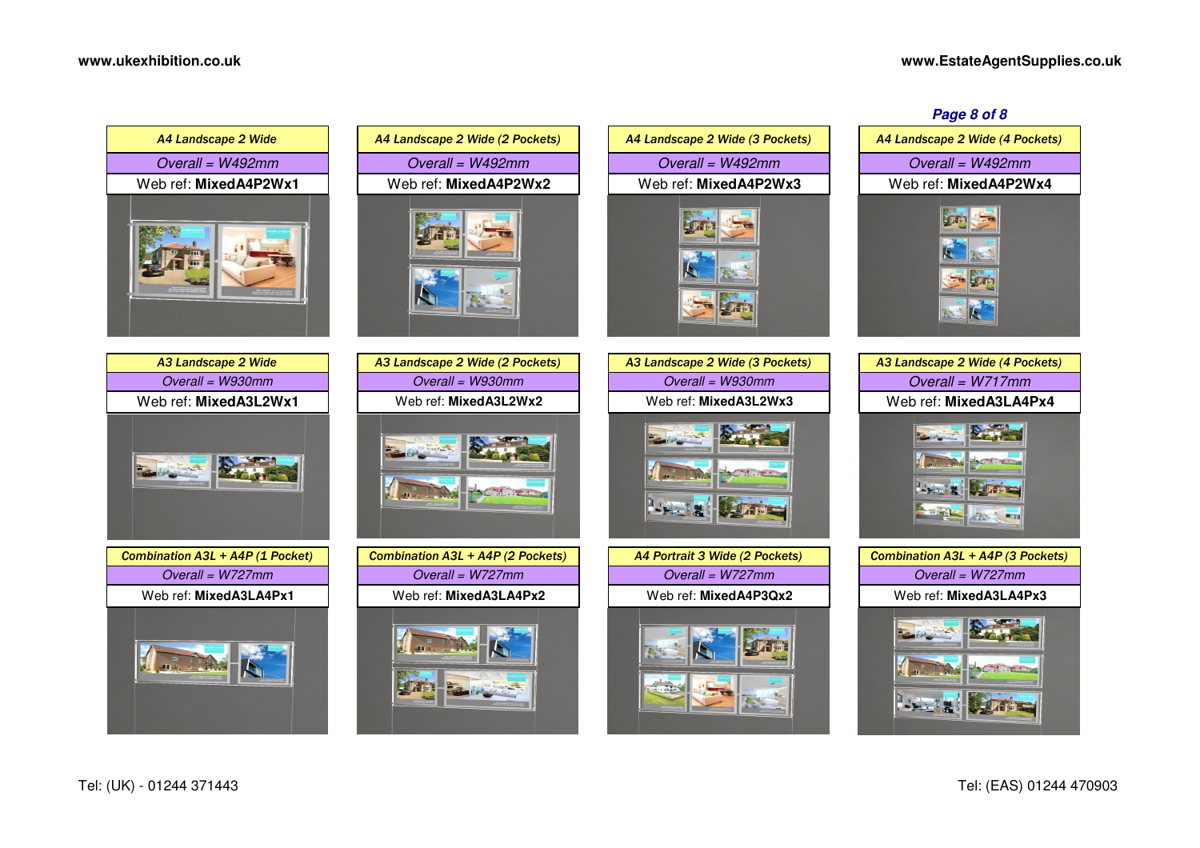| A4 Landscape 2 Wide | A4 Landscape 2 Wide (2 Pockets) | A4 Landscape 2 Wide (3 Pockets) | A4 Landscape 2 Wide (4 Pockets) |
| --- | --- | --- | --- |
| Overall = W492mm | Overall = W492mm | Overall = W492mm | Overall = W492mm |
| Web ref: **MixedA4P2Wx1** | Web ref: **MixedA4P2Wx2** | Web ref: **MixedA4P2Wx3** | Web ref: **MixedA4P2Wx4** |

| A3 Landscape 2 Wide | A3 Landscape 2 Wide (2 Pockets) | A3 Landscape 2 Wide (3 Pockets) | A3 Landscape 2 Wide (4 Pockets) |
| --- | --- | --- | --- |
| Overall = W930mm | Overall = W930mm | Overall = W930mm | Overall = W717mm |
| Web ref: **MixedA3L2Wx1** | Web ref: **MixedA3L2Wx2** | Web ref: **MixedA3L2Wx3** | Web ref: **MixedA3LA4Px4** |

| Combination A3L + A4P (1 Pocket) | Combination A3L + A4P (2 Pockets) | A4 Portrait 3 Wide (2 Pockets) | Combination A3L + A4P (3 Pockets) |
| --- | --- | --- | --- |
| Overall = W727mm | Overall = W727mm | Overall = W727mm | Overall = W727mm |
| Web ref: **MixedA3LA4Px1** | Web ref: **MixedA3LA4Px2** | Web ref: **MixedA4P3Qx2** | Web ref: **MixedA3LA4Px3** |

Tel: (UK) - 01244 371443

Tel: (EAS) 01244 470903